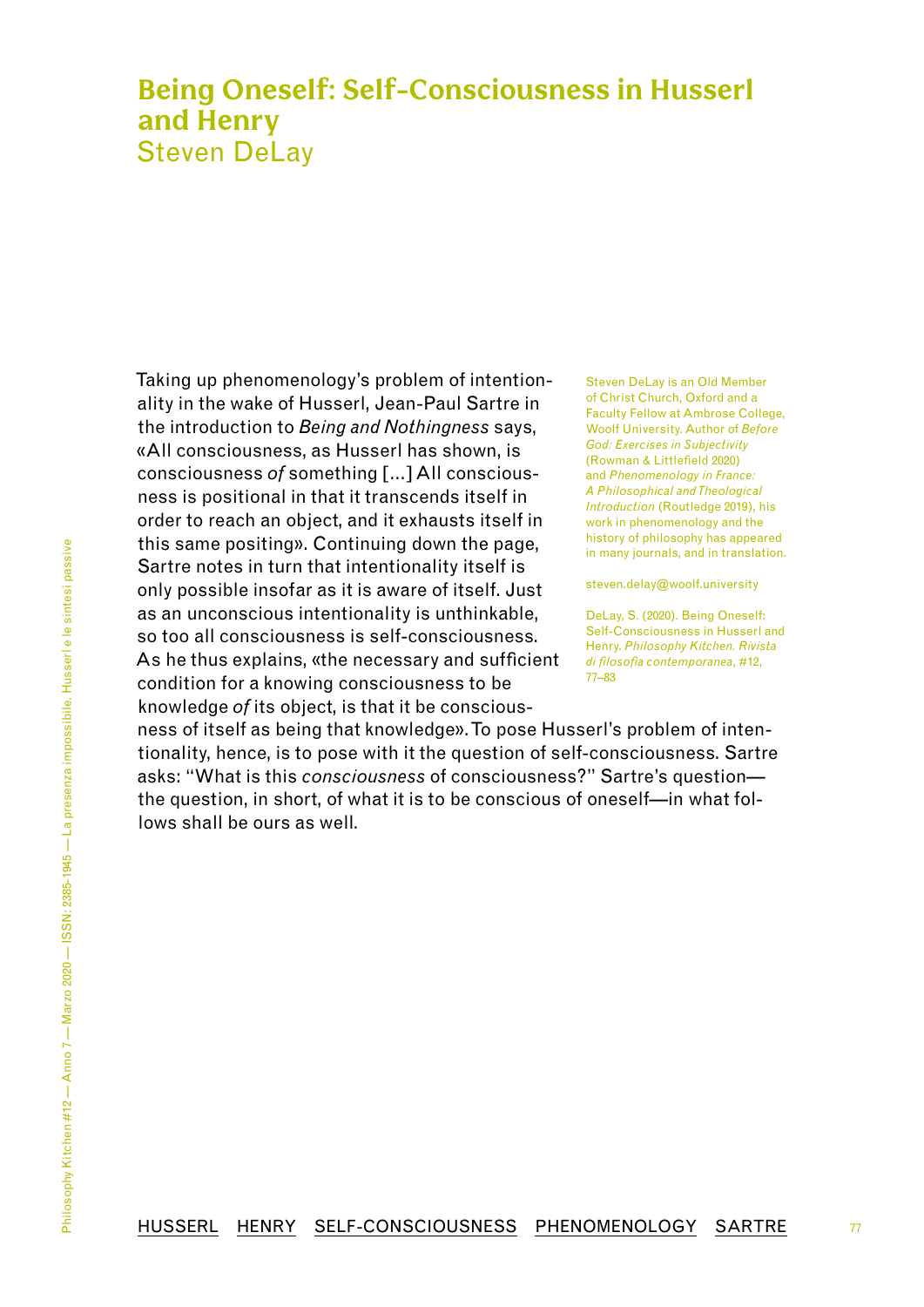# Being Oneself: Self-Consciousness in Husserl and Henry

Steven DeLay

Steven DeLay is an Old Member of Christ Church, Oxford and a Faculty Fellow at Ambrose College, Woolf University. Author of *Before God: Exercises in Subjectivity* (Rowman & Littlefield 2020) and *Phenomenology in France: A Philosophical and Theological Introduction* (Routledge 2019), his work in phenomenology and the history of philosophy has appeared in many journals, and in translation.

steven.delay@woolf.university

DeLay, S. (2020). Being Oneself: Self-Consciousness in Husserl and Henry. *Philosophy Kitchen. Rivista di filosofia contemporanea*, #12, 77–83

Taking up phenomenology's problem of intentionality in the wake of Husserl, Jean-Paul Sartre in the introduction to *Being and Nothingness* says, «All consciousness, as Husserl has shown, is consciousness *of* something [...] All consciousness is positional in that it transcends itself in order to reach an object, and it exhausts itself in this same positing». Continuing down the page, Sartre notes in turn that intentionality itself is only possible insofar as it is aware of itself. Just as an unconscious intentionality is unthinkable, so too all consciousness is self-consciousness. As he thus explains, «the necessary and sufficient condition for a knowing consciousness to be knowledge *of* its object, is that it be consciousness of itself as being that knowledge». To pose Husserl's problem of intentionality, hence, is to pose with it the question of self-consciousness. Sartre asks: "What is this *consciousness* of consciousness?" Sartre's question—the question, in short, of what it is to be conscious of oneself—in what follows shall be ours as well.

HUSSERL HENRY SELF-CONSCIOUSNESS PHENOMENOLOGY SARTRE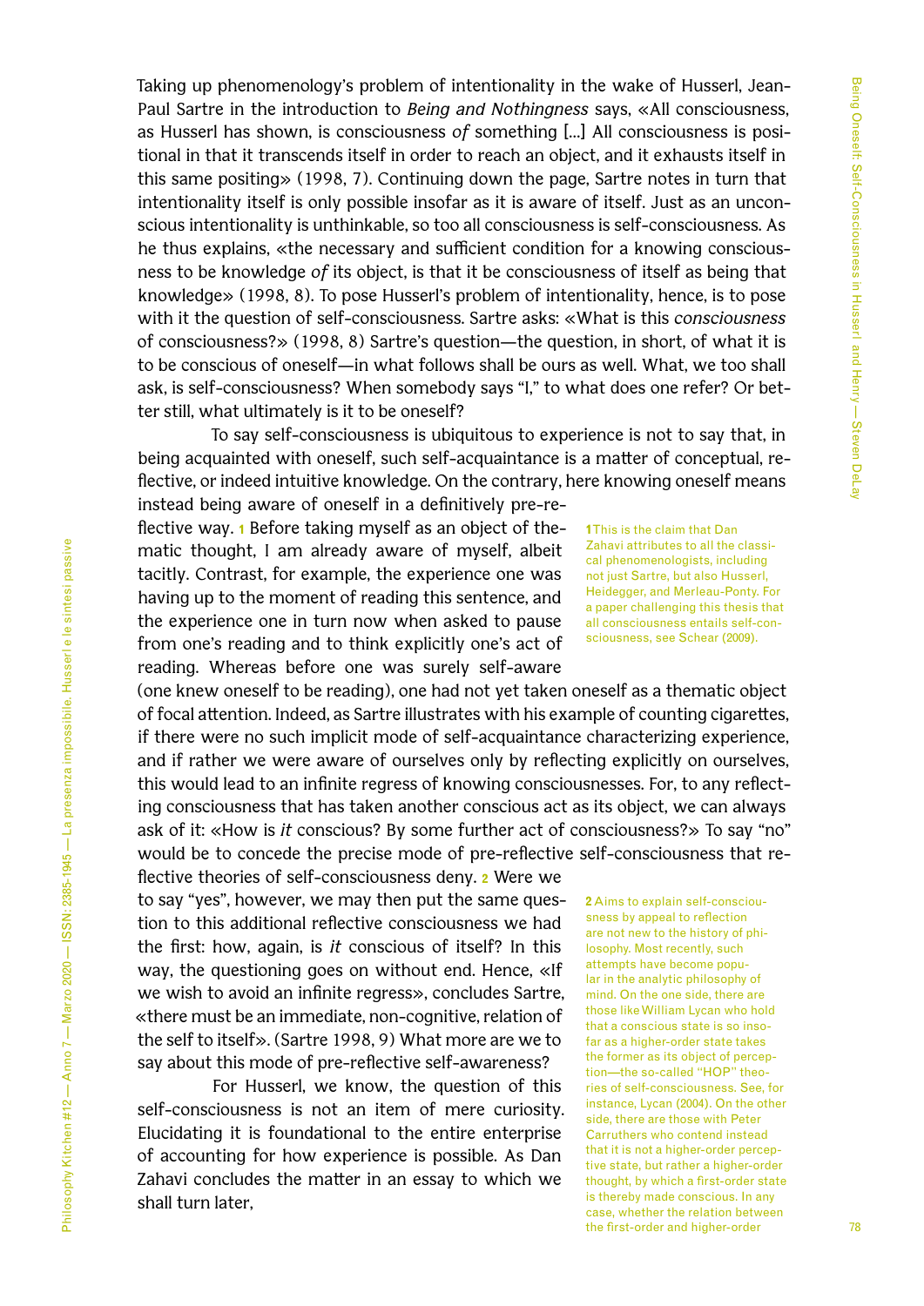Taking up phenomenology's problem of intentionality in the wake of Husserl, Jean-Paul Sartre in the introduction to *Being and Nothingness* says, «All consciousness, as Husserl has shown, is consciousness *of* something [...] All consciousness is positional in that it transcends itself in order to reach an object, and it exhausts itself in this same positing» (1998, 7). Continuing down the page, Sartre notes in turn that intentionality itself is only possible insofar as it is aware of itself. Just as an unconscious intentionality is unthinkable, so too all consciousness is self-consciousness. As he thus explains, «the necessary and sufficient condition for a knowing consciousness to be knowledge *of* its object, is that it be consciousness of itself as being that knowledge» (1998, 8). To pose Husserl's problem of intentionality, hence, is to pose with it the question of self-consciousness. Sartre asks: «What is this *consciousness* of consciousness?» (1998, 8) Sartre's question—the question, in short, of what it is to be conscious of oneself—in what follows shall be ours as well. What, we too shall ask, is self-consciousness? When somebody says "I," to what does one refer? Or better still, what ultimately is it to be oneself?

To say self-consciousness is ubiquitous to experience is not to say that, in being acquainted with oneself, such self-acquaintance is a matter of conceptual, reflective, or indeed intuitive knowledge. On the contrary, here knowing oneself means instead being aware of oneself in a definitively pre-reflective way. [1] Before taking myself as an object of thematic thought, I am already aware of myself, albeit tacitly. Contrast, for example, the experience one was having up to the moment of reading this sentence, and the experience one in turn now when asked to pause from one's reading and to think explicitly one's act of reading. Whereas before one was surely self-aware (one knew oneself to be reading), one had not yet taken oneself as a thematic object of focal attention. Indeed, as Sartre illustrates with his example of counting cigarettes, if there were no such implicit mode of self-acquaintance characterizing experience, and if rather we were aware of ourselves only by reflecting explicitly on ourselves, this would lead to an infinite regress of knowing consciousnesses. For, to any reflecting consciousness that has taken another conscious act as its object, we can always ask of it: «How is *it* conscious? By some further act of consciousness?» To say "no" would be to concede the precise mode of pre-reflective self-consciousness that reflective theories of self-consciousness deny. [2] Were we to say "yes", however, we may then put the same question to this additional reflective consciousness we had the first: how, again, is *it* conscious of itself? In this way, the questioning goes on without end. Hence, «If we wish to avoid an infinite regress», concludes Sartre, «there must be an immediate, non-cognitive, relation of the self to itself». (Sartre 1998, 9) What more are we to say about this mode of pre-reflective self-awareness?

For Husserl, we know, the question of this self-consciousness is not an item of mere curiosity. Elucidating it is foundational to the entire enterprise of accounting for how experience is possible. As Dan Zahavi concludes the matter in an essay to which we shall turn later,

[1] This is the claim that Dan Zahavi attributes to all the classical phenomenologists, including not just Sartre, but also Husserl, Heidegger, and Merleau-Ponty. For a paper challenging this thesis that all consciousness entails self-consciousness, see Schear (2009).

[2] Aims to explain self-consciousness by appeal to reflection are not new to the history of philosophy. Most recently, such attempts have become popular in the analytic philosophy of mind. On the one side, there are those like William Lycan who hold that a conscious state is so insofar as a higher-order state takes the former as its object of perception—the so-called "HOP" theories of self-consciousness. See, for instance, Lycan (2004). On the other side, there are those with Peter Carruthers who contend instead that it is not a higher-order perceptive state, but rather a higher-order thought, by which a first-order state is thereby made conscious. In any case, whether the relation between the first-order and higher-order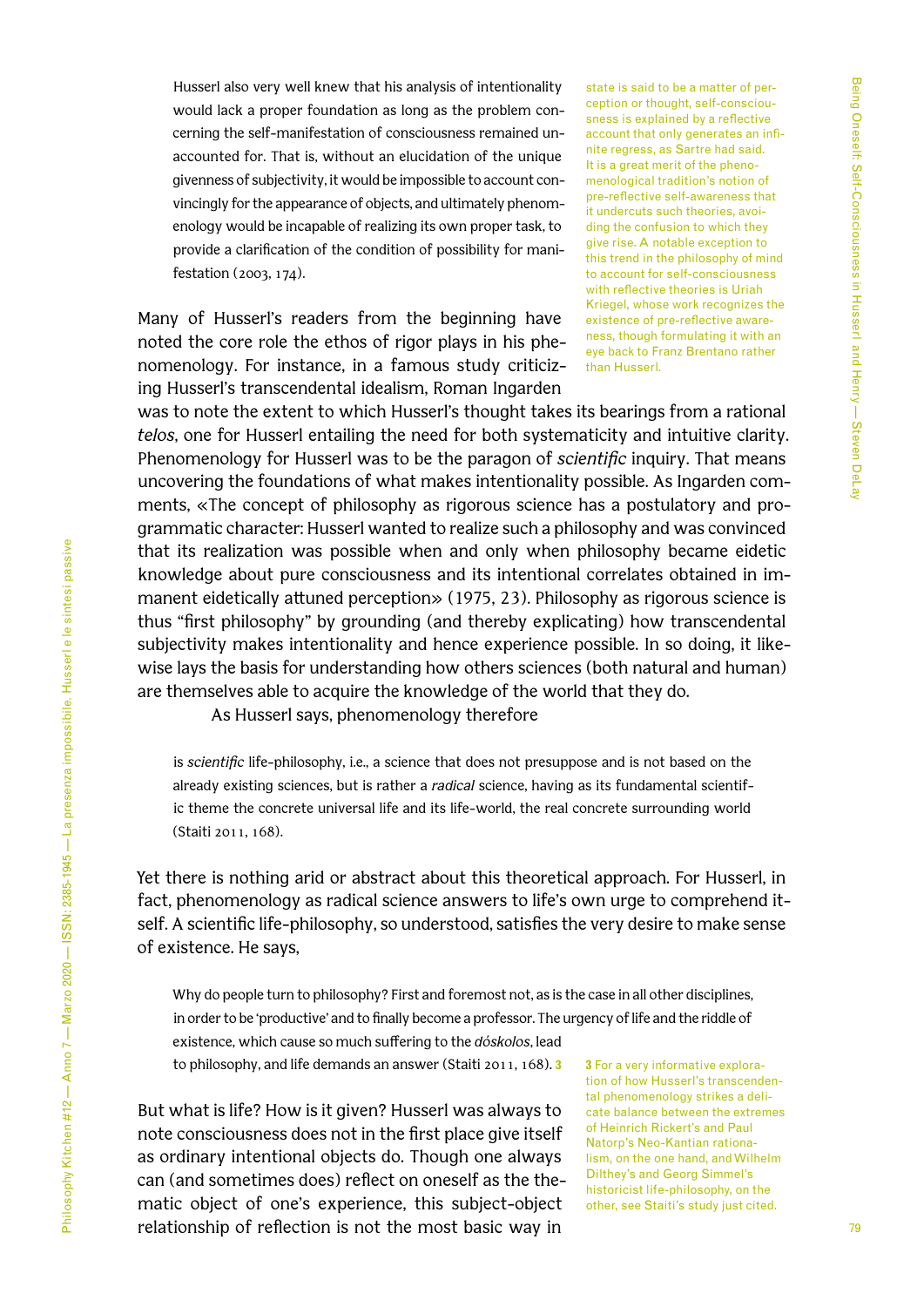> Husserl also very well knew that his analysis of intentionality would lack a proper foundation as long as the problem concerning the self-manifestation of consciousness remained unaccounted for. That is, without an elucidation of the unique givenness of subjectivity, it would be impossible to account convincingly for the appearance of objects, and ultimately phenomenology would be incapable of realizing its own proper task, to provide a clarification of the condition of possibility for manifestation (2003, 174).

state is said to be a matter of perception or thought, self-consciousness is explained by a reflective account that only generates an infinite regress, as Sartre had said. It is a great merit of the phenomenological tradition's notion of pre-reflective self-awareness that it undercuts such theories, avoiding the confusion to which they give rise. A notable exception to this trend in the philosophy of mind to account for self-consciousness with reflective theories is Uriah Kriegel, whose work recognizes the existence of pre-reflective awareness, though formulating it with an eye back to Franz Brentano rather than Husserl.

Many of Husserl's readers from the beginning have noted the core role the ethos of rigor plays in his phenomenology. For instance, in a famous study criticizing Husserl's transcendental idealism, Roman Ingarden was to note the extent to which Husserl's thought takes its bearings from a rational *telos*, one for Husserl entailing the need for both systematicity and intuitive clarity. Phenomenology for Husserl was to be the paragon of *scientific* inquiry. That means uncovering the foundations of what makes intentionality possible. As Ingarden comments, «The concept of philosophy as rigorous science has a postulatory and programmatic character: Husserl wanted to realize such a philosophy and was convinced that its realization was possible when and only when philosophy became eidetic knowledge about pure consciousness and its intentional correlates obtained in immanent eidetically attuned perception» (1975, 23). Philosophy as rigorous science is thus "first philosophy" by grounding (and thereby explicating) how transcendental subjectivity makes intentionality and hence experience possible. In so doing, it likewise lays the basis for understanding how others sciences (both natural and human) are themselves able to acquire the knowledge of the world that they do.

As Husserl says, phenomenology therefore

> is *scientific* life-philosophy, i.e., a science that does not presuppose and is not based on the already existing sciences, but is rather a *radical* science, having as its fundamental scientific theme the concrete universal life and its life-world, the real concrete surrounding world (Staiti 2011, 168).

Yet there is nothing arid or abstract about this theoretical approach. For Husserl, in fact, phenomenology as radical science answers to life's own urge to comprehend itself. A scientific life-philosophy, so understood, satisfies the very desire to make sense of existence. He says,

> Why do people turn to philosophy? First and foremost not, as is the case in all other disciplines, in order to be 'productive' and to finally become a professor. The urgency of life and the riddle of existence, which cause so much suffering to the *dóskolos*, lead to philosophy, and life demands an answer (Staiti 2011, 168). [3]

But what is life? How is it given? Husserl was always to note consciousness does not in the first place give itself as ordinary intentional objects do. Though one always can (and sometimes does) reflect on oneself as the thematic object of one's experience, this subject-object relationship of reflection is not the most basic way in

[3] For a very informative exploration of how Husserl's transcendental phenomenology strikes a delicate balance between the extremes of Heinrich Rickert's and Paul Natorp's Neo-Kantian rationalism, on the one hand, and Wilhelm Dilthey's and Georg Simmel's historicist life-philosophy, on the other, see Staiti's study just cited.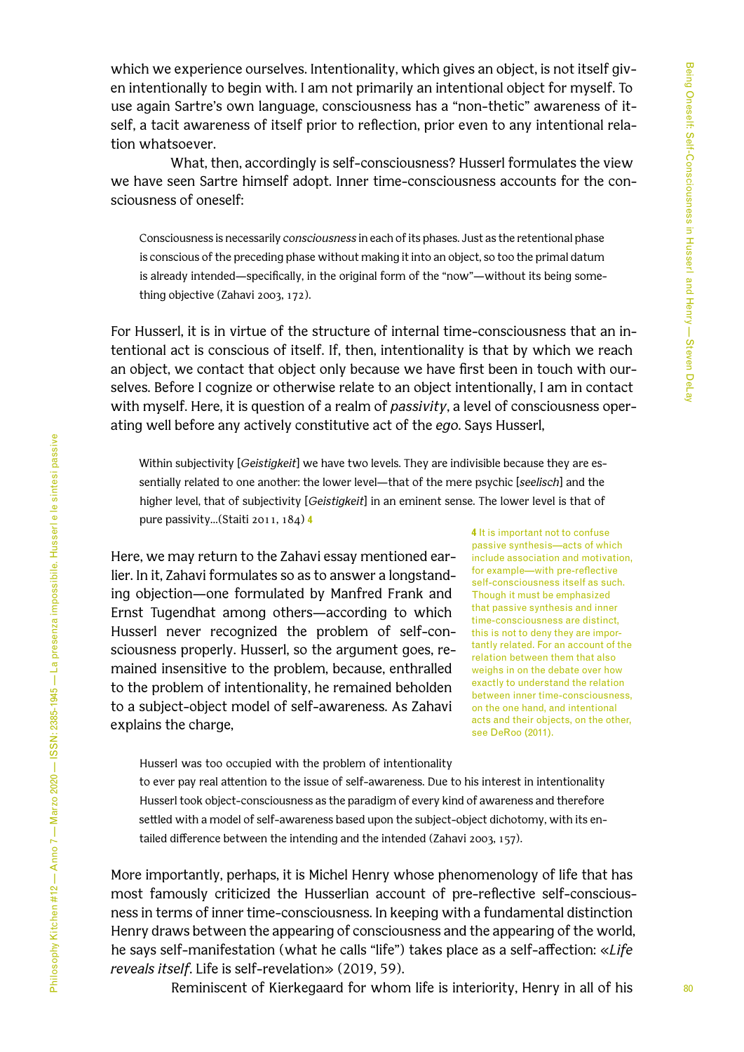which we experience ourselves. Intentionality, which gives an object, is not itself given intentionally to begin with. I am not primarily an intentional object for myself. To use again Sartre's own language, consciousness has a "non-thetic" awareness of itself, a tacit awareness of itself prior to reflection, prior even to any intentional relation whatsoever.

What, then, accordingly is self-consciousness? Husserl formulates the view we have seen Sartre himself adopt. Inner time-consciousness accounts for the consciousness of oneself:

> Consciousness is necessarily *consciousness* in each of its phases. Just as the retentional phase is conscious of the preceding phase without making it into an object, so too the primal datum is already intended—specifically, in the original form of the "now"—without its being something objective (Zahavi 2003, 172).

For Husserl, it is in virtue of the structure of internal time-consciousness that an intentional act is conscious of itself. If, then, intentionality is that by which we reach an object, we contact that object only because we have first been in touch with ourselves. Before I cognize or otherwise relate to an object intentionally, I am in contact with myself. Here, it is question of a realm of *passivity*, a level of consciousness operating well before any actively constitutive act of the *ego*. Says Husserl,

> Within subjectivity [*Geistigkeit*] we have two levels. They are indivisible because they are essentially related to one another: the lower level—that of the mere psychic [*seelisch*] and the higher level, that of subjectivity [*Geistigkeit*] in an eminent sense. The lower level is that of pure passivity...(Staiti 2011, 184) [4]

Here, we may return to the Zahavi essay mentioned earlier. In it, Zahavi formulates so as to answer a longstanding objection—one formulated by Manfred Frank and Ernst Tugendhat among others—according to which Husserl never recognized the problem of self-consciousness properly. Husserl, so the argument goes, remained insensitive to the problem, because, enthralled to the problem of intentionality, he remained beholden to a subject-object model of self-awareness. As Zahavi explains the charge,

> Husserl was too occupied with the problem of intentionality to ever pay real attention to the issue of self-awareness. Due to his interest in intentionality Husserl took object-consciousness as the paradigm of every kind of awareness and therefore settled with a model of self-awareness based upon the subject-object dichotomy, with its entailed difference between the intending and the intended (Zahavi 2003, 157).

More importantly, perhaps, it is Michel Henry whose phenomenology of life that has most famously criticized the Husserlian account of pre-reflective self-consciousness in terms of inner time-consciousness. In keeping with a fundamental distinction Henry draws between the appearing of consciousness and the appearing of the world, he says self-manifestation (what he calls "life") takes place as a self-affection: «*Life reveals itself*. Life is self-revelation» (2019, 59).

Reminiscent of Kierkegaard for whom life is interiority, Henry in all of his

[4] It is important not to confuse passive synthesis—acts of which include association and motivation, for example—with pre-reflective self-consciousness itself as such. Though it must be emphasized that passive synthesis and inner time-consciousness are distinct, this is not to deny they are importantly related. For an account of the relation between them that also weighs in on the debate over how exactly to understand the relation between inner time-consciousness, on the one hand, and intentional acts and their objects, on the other, see DeRoo (2011).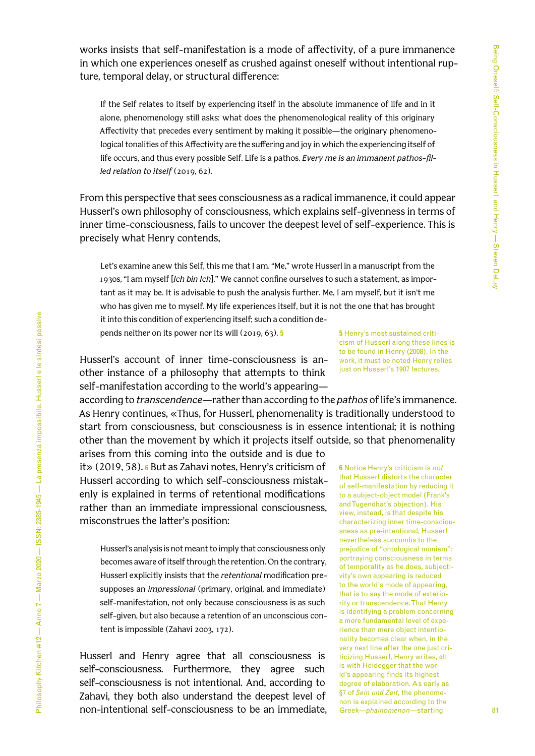works insists that self-manifestation is a mode of affectivity, of a pure immanence in which one experiences oneself as crushed against oneself without intentional rupture, temporal delay, or structural difference:

> If the Self relates to itself by experiencing itself in the absolute immanence of life and in it alone, phenomenology still asks: what does the phenomenological reality of this originary Affectivity that precedes every sentiment by making it possible—the originary phenomenological tonalities of this Affectivity are the suffering and joy in which the experiencing itself of life occurs, and thus every possible Self. Life is a pathos. *Every me is an immanent pathos-filled relation to itself* (2019, 62).

From this perspective that sees consciousness as a radical immanence, it could appear Husserl's own philosophy of consciousness, which explains self-givenness in terms of inner time-consciousness, fails to uncover the deepest level of self-experience. This is precisely what Henry contends,

> Let's examine anew this Self, this me that I am. "Me," wrote Husserl in a manuscript from the 1930s, "I am myself [*Ich bin Ich*]." We cannot confine ourselves to such a statement, as important as it may be. It is advisable to push the analysis further. Me, I am myself, but it isn't me who has given me to myself. My life experiences itself, but it is not the one that has brought it into this condition of experiencing itself; such a condition depends neither on its power nor its will (2019, 63).[5]

Husserl's account of inner time-consciousness is another instance of a philosophy that attempts to think self-manifestation according to the world's appearing—according to *transcendence*—rather than according to the *pathos* of life's immanence. As Henry continues, «Thus, for Husserl, phenomenality is traditionally understood to start from consciousness, but consciousness is in essence intentional; it is nothing other than the movement by which it projects itself outside, so that phenomenality arises from this coming into the outside and is due to it» (2019, 58).[6] But as Zahavi notes, Henry's criticism of Husserl according to which self-consciousness mistakenly is explained in terms of retentional modifications rather than an immediate impressional consciousness, misconstrues the latter's position:

> Husserl's analysis is not meant to imply that consciousness only becomes aware of itself through the retention. On the contrary, Husserl explicitly insists that the *retentional* modification presupposes an *impressional* (primary, original, and immediate) self-manifestation, not only because consciousness is as such self-given, but also because a retention of an unconscious content is impossible (Zahavi 2003, 172).

Husserl and Henry agree that all consciousness is self-consciousness. Furthermore, they agree such self-consciousness is not intentional. And, according to Zahavi, they both also understand the deepest level of non-intentional self-consciousness to be an immediate,

---

[5] Henry's most sustained criticism of Husserl along these lines is to be found in Henry (2008). In the work, it must be noted Henry relies just on Husserl's 1907 lectures.

[6] Notice Henry's criticism is *not* that Husserl distorts the character of self-manifestation by reducing it to a subject-object model (Frank's and Tugendhat's objection). His view, instead, is that despite his characterizing inner time-consciousness as pre-intentional, Husserl nevertheless succumbs to the prejudice of "ontological monism": portraying consciousness in terms of temporality as he does, subjectivity's own appearing is reduced to the world's mode of appearing, that is to say the mode of exteriority or transcendence. That Henry is identifying a problem concerning a more fundamental level of experience than mere object intentionality becomes clear when, in the very next line after the one just criticizing Husserl, Henry writes, «It is with Heidegger that the world's appearing finds its highest degree of elaboration. As early as §7 of *Sein und Zeit*, the phenomenon is explained according to the Greek—*phainomenon*—starting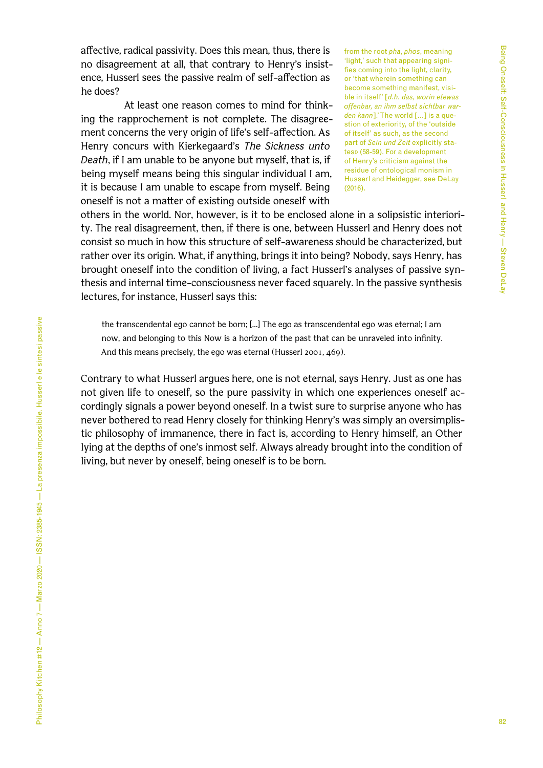affective, radical passivity. Does this mean, thus, there is no disagreement at all, that contrary to Henry's insistence, Husserl sees the passive realm of self-affection as he does?

At least one reason comes to mind for thinking the rapprochement is not complete. The disagreement concerns the very origin of life's self-affection. As Henry concurs with Kierkegaard's *The Sickness unto Death*, if I am unable to be anyone but myself, that is, if being myself means being this singular individual I am, it is because I am unable to escape from myself. Being oneself is not a matter of existing outside oneself with others in the world. Nor, however, is it to be enclosed alone in a solipsistic interiority. The real disagreement, then, if there is one, between Husserl and Henry does not consist so much in how this structure of self-awareness should be characterized, but rather over its origin. What, if anything, brings it into being? Nobody, says Henry, has brought oneself into the condition of living, a fact Husserl's analyses of passive synthesis and internal time-consciousness never faced squarely. In the passive synthesis lectures, for instance, Husserl says this:

> the transcendental ego cannot be born; [...] The ego as transcendental ego was eternal; I am now, and belonging to this Now is a horizon of the past that can be unraveled into infinity. And this means precisely, the ego was eternal (Husserl 2001, 469).

Contrary to what Husserl argues here, one is not eternal, says Henry. Just as one has not given life to oneself, so the pure passivity in which one experiences oneself accordingly signals a power beyond oneself. In a twist sure to surprise anyone who has never bothered to read Henry closely for thinking Henry's was simply an oversimplistic philosophy of immanence, there in fact is, according to Henry himself, an Other lying at the depths of one's inmost self. Always already brought into the condition of living, but never by oneself, being oneself is to be born.

from the root *pha*, *phos*, meaning 'light,' such that appearing signifies coming into the light, clarity, or 'that wherein something can become something manifest, visible in itself' [*d.h. das, worin etewas offenbar, an ihm selbst sichtbar warden kann*].' The world [...] is a question of exteriority, of the 'outside of itself' as such, as the second part of *Sein und Zeit* explicitly states» (58-59). For a development of Henry's criticism against the residue of ontological monism in Husserl and Heidegger, see DeLay (2016).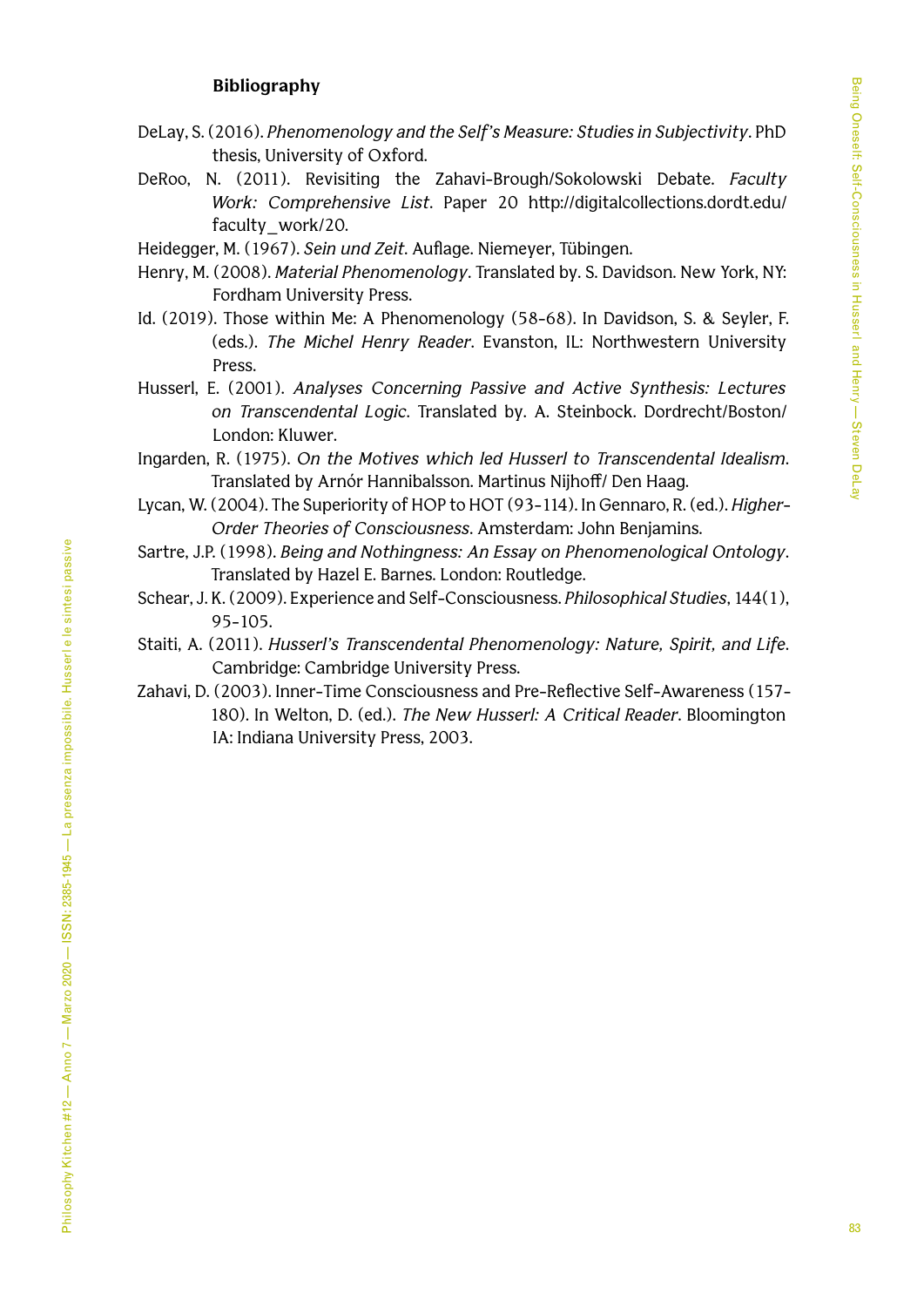**Bibliography**

DeLay, S. (2016). *Phenomenology and the Self's Measure: Studies in Subjectivity*. PhD thesis, University of Oxford.

DeRoo, N. (2011). Revisiting the Zahavi-Brough/Sokolowski Debate. *Faculty Work: Comprehensive List*. Paper 20 http://digitalcollections.dordt.edu/faculty_work/20.

Heidegger, M. (1967). *Sein und Zeit*. Auflage. Niemeyer, Tübingen.

Henry, M. (2008). *Material Phenomenology*. Translated by. S. Davidson. New York, NY: Fordham University Press.

Id. (2019). Those within Me: A Phenomenology (58-68). In Davidson, S. & Seyler, F. (eds.). *The Michel Henry Reader*. Evanston, IL: Northwestern University Press.

Husserl, E. (2001). *Analyses Concerning Passive and Active Synthesis: Lectures on Transcendental Logic*. Translated by. A. Steinbock. Dordrecht/Boston/London: Kluwer.

Ingarden, R. (1975). *On the Motives which led Husserl to Transcendental Idealism*. Translated by Arnór Hannibalsson. Martinus Nijhoff/ Den Haag.

Lycan, W. (2004). The Superiority of HOP to HOT (93-114). In Gennaro, R. (ed.). *Higher-Order Theories of Consciousness*. Amsterdam: John Benjamins.

Sartre, J.P. (1998). *Being and Nothingness: An Essay on Phenomenological Ontology*. Translated by Hazel E. Barnes. London: Routledge.

Schear, J. K. (2009). Experience and Self-Consciousness. *Philosophical Studies*, 144(1), 95-105.

Staiti, A. (2011). *Husserl's Transcendental Phenomenology: Nature, Spirit, and Life*. Cambridge: Cambridge University Press.

Zahavi, D. (2003). Inner-Time Consciousness and Pre-Reflective Self-Awareness (157-180). In Welton, D. (ed.). *The New Husserl: A Critical Reader*. Bloomington IA: Indiana University Press, 2003.